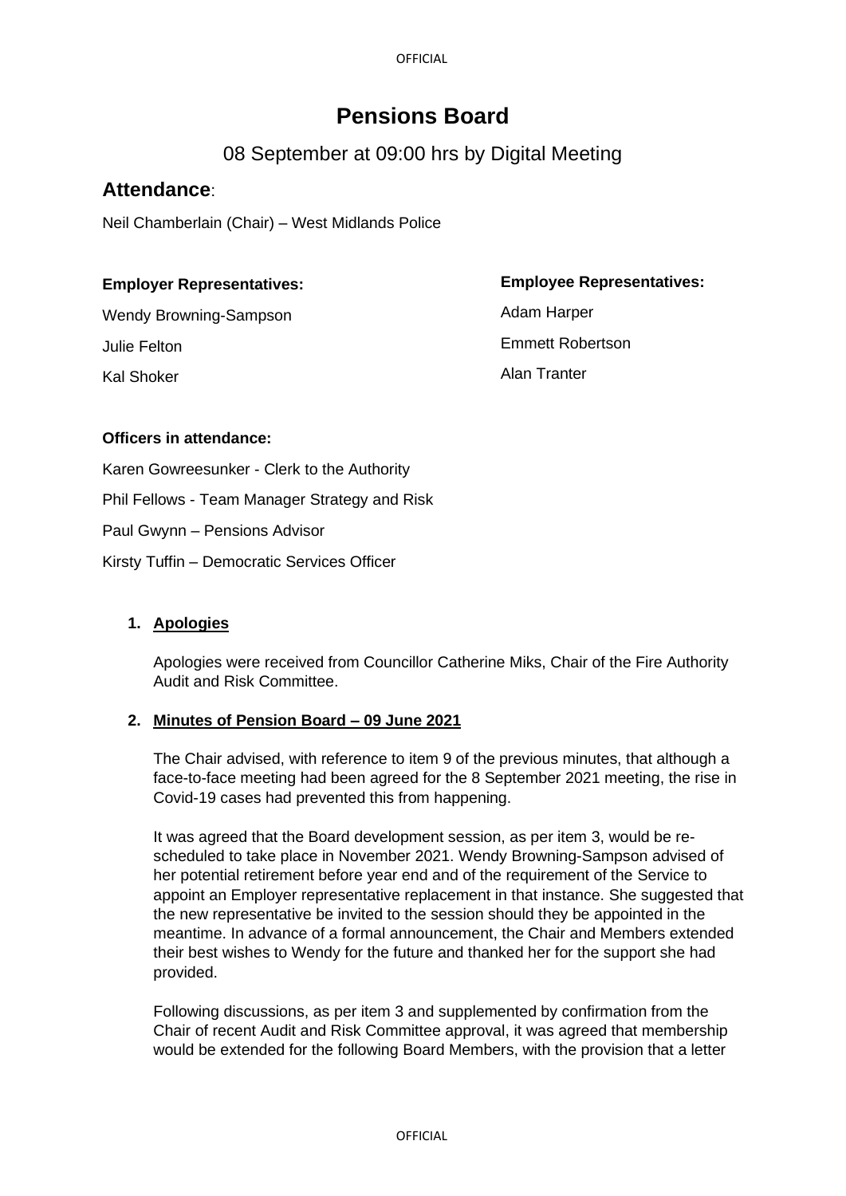# Pensions Board

## 08 September at 09:00 hrs by Digital Meeting

## Attendance:

Neil Chamberlain (Chair) – West Midlands Police

**Employer Representatives:**

Wendy Browning-Sampson

Julie Felton

Kal Shoker

**Employee Representatives:**

Adam Harper

Emmett Robertson

Alan Tranter

**Officers in attendance:**

Karen Gowreesunker - Clerk to the Authority

Phil Fellows - Team Manager Strategy and Risk

Paul Gwynn – Pensions Advisor

Kirsty Tuffin – Democratic Services Officer

1. **Apologies**

   Apologies were received from Councillor Catherine Miks, Chair of the Fire Authority Audit and Risk Committee.

2. **Minutes of Pension Board – 09 June 2021**

   The Chair advised, with reference to item 9 of the previous minutes, that although a face-to-face meeting had been agreed for the 8 September 2021 meeting, the rise in Covid-19 cases had prevented this from happening.

   It was agreed that the Board development session, as per item 3, would be re-scheduled to take place in November 2021. Wendy Browning-Sampson advised of her potential retirement before year end and of the requirement of the Service to appoint an Employer representative replacement in that instance. She suggested that the new representative be invited to the session should they be appointed in the meantime. In advance of a formal announcement, the Chair and Members extended their best wishes to Wendy for the future and thanked her for the support she had provided.

   Following discussions, as per item 3 and supplemented by confirmation from the Chair of recent Audit and Risk Committee approval, it was agreed that membership would be extended for the following Board Members, with the provision that a letter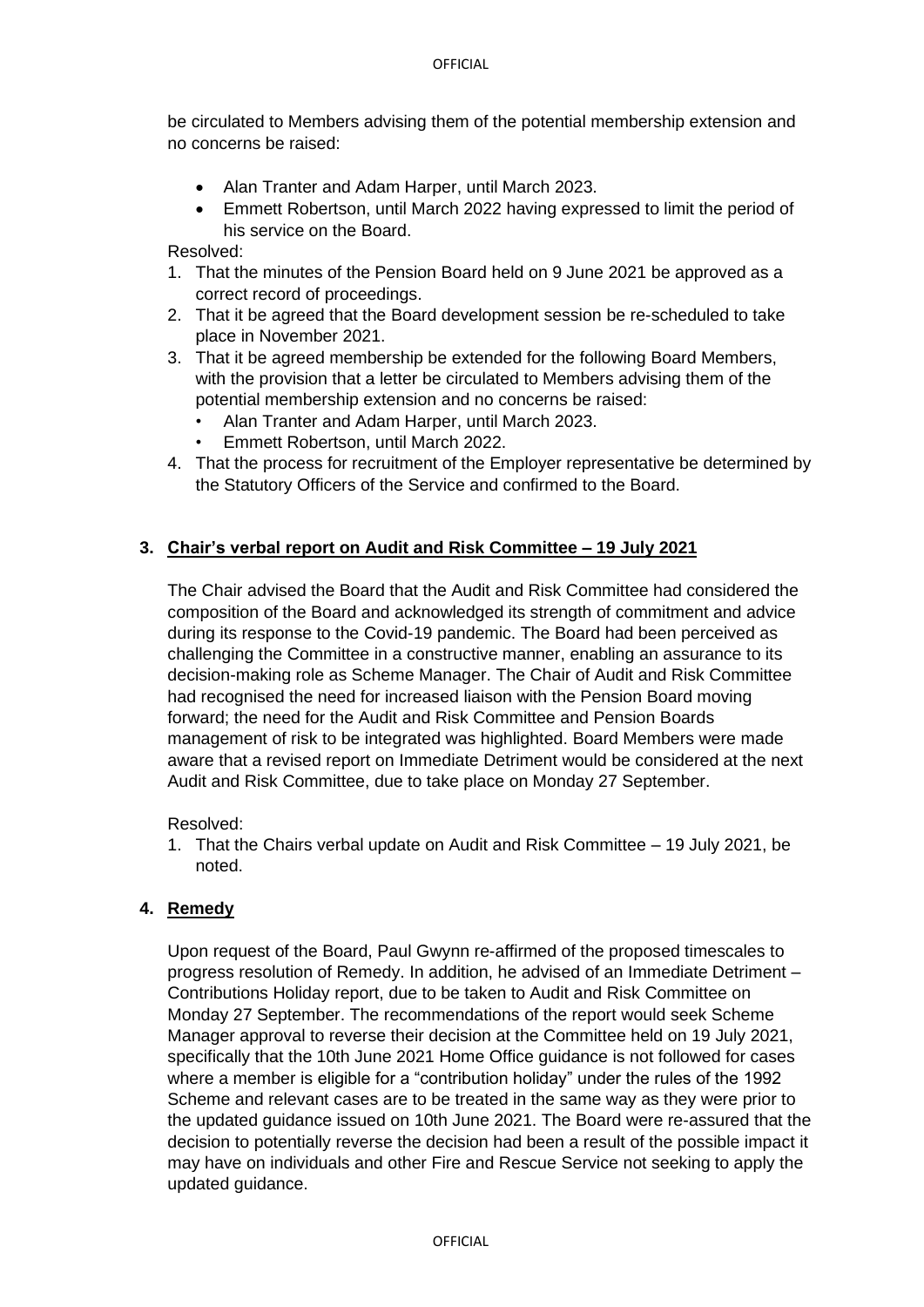be circulated to Members advising them of the potential membership extension and no concerns be raised:

- Alan Tranter and Adam Harper, until March 2023.
- Emmett Robertson, until March 2022 having expressed to limit the period of his service on the Board.

Resolved:

1. That the minutes of the Pension Board held on 9 June 2021 be approved as a correct record of proceedings.
2. That it be agreed that the Board development session be re-scheduled to take place in November 2021.
3. That it be agreed membership be extended for the following Board Members, with the provision that a letter be circulated to Members advising them of the potential membership extension and no concerns be raised:
   - Alan Tranter and Adam Harper, until March 2023.
   - Emmett Robertson, until March 2022.
4. That the process for recruitment of the Employer representative be determined by the Statutory Officers of the Service and confirmed to the Board.

## 3. Chair's verbal report on Audit and Risk Committee – 19 July 2021

The Chair advised the Board that the Audit and Risk Committee had considered the composition of the Board and acknowledged its strength of commitment and advice during its response to the Covid-19 pandemic. The Board had been perceived as challenging the Committee in a constructive manner, enabling an assurance to its decision-making role as Scheme Manager. The Chair of Audit and Risk Committee had recognised the need for increased liaison with the Pension Board moving forward; the need for the Audit and Risk Committee and Pension Boards management of risk to be integrated was highlighted. Board Members were made aware that a revised report on Immediate Detriment would be considered at the next Audit and Risk Committee, due to take place on Monday 27 September.

Resolved:

1. That the Chairs verbal update on Audit and Risk Committee – 19 July 2021, be noted.

## 4. Remedy

Upon request of the Board, Paul Gwynn re-affirmed of the proposed timescales to progress resolution of Remedy. In addition, he advised of an Immediate Detriment – Contributions Holiday report, due to be taken to Audit and Risk Committee on Monday 27 September. The recommendations of the report would seek Scheme Manager approval to reverse their decision at the Committee held on 19 July 2021, specifically that the 10th June 2021 Home Office guidance is not followed for cases where a member is eligible for a "contribution holiday" under the rules of the 1992 Scheme and relevant cases are to be treated in the same way as they were prior to the updated guidance issued on 10th June 2021. The Board were re-assured that the decision to potentially reverse the decision had been a result of the possible impact it may have on individuals and other Fire and Rescue Service not seeking to apply the updated guidance.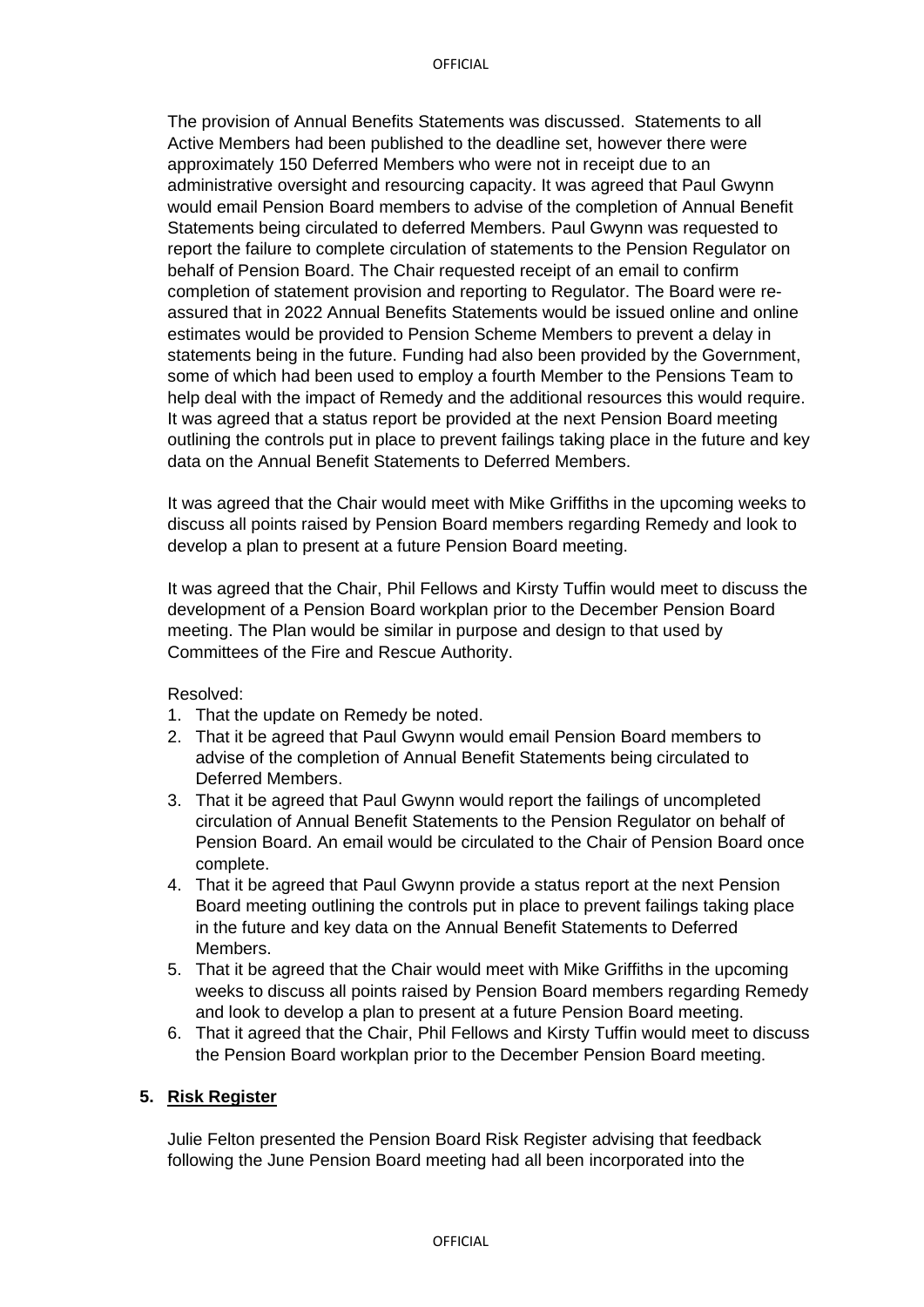The provision of Annual Benefits Statements was discussed. Statements to all Active Members had been published to the deadline set, however there were approximately 150 Deferred Members who were not in receipt due to an administrative oversight and resourcing capacity. It was agreed that Paul Gwynn would email Pension Board members to advise of the completion of Annual Benefit Statements being circulated to deferred Members. Paul Gwynn was requested to report the failure to complete circulation of statements to the Pension Regulator on behalf of Pension Board. The Chair requested receipt of an email to confirm completion of statement provision and reporting to Regulator. The Board were re-assured that in 2022 Annual Benefits Statements would be issued online and online estimates would be provided to Pension Scheme Members to prevent a delay in statements being in the future. Funding had also been provided by the Government, some of which had been used to employ a fourth Member to the Pensions Team to help deal with the impact of Remedy and the additional resources this would require. It was agreed that a status report be provided at the next Pension Board meeting outlining the controls put in place to prevent failings taking place in the future and key data on the Annual Benefit Statements to Deferred Members.

It was agreed that the Chair would meet with Mike Griffiths in the upcoming weeks to discuss all points raised by Pension Board members regarding Remedy and look to develop a plan to present at a future Pension Board meeting.

It was agreed that the Chair, Phil Fellows and Kirsty Tuffin would meet to discuss the development of a Pension Board workplan prior to the December Pension Board meeting. The Plan would be similar in purpose and design to that used by Committees of the Fire and Rescue Authority.

Resolved:

1. That the update on Remedy be noted.
2. That it be agreed that Paul Gwynn would email Pension Board members to advise of the completion of Annual Benefit Statements being circulated to Deferred Members.
3. That it be agreed that Paul Gwynn would report the failings of uncompleted circulation of Annual Benefit Statements to the Pension Regulator on behalf of Pension Board. An email would be circulated to the Chair of Pension Board once complete.
4. That it be agreed that Paul Gwynn provide a status report at the next Pension Board meeting outlining the controls put in place to prevent failings taking place in the future and key data on the Annual Benefit Statements to Deferred Members.
5. That it be agreed that the Chair would meet with Mike Griffiths in the upcoming weeks to discuss all points raised by Pension Board members regarding Remedy and look to develop a plan to present at a future Pension Board meeting.
6. That it agreed that the Chair, Phil Fellows and Kirsty Tuffin would meet to discuss the Pension Board workplan prior to the December Pension Board meeting.

## 5. Risk Register

Julie Felton presented the Pension Board Risk Register advising that feedback following the June Pension Board meeting had all been incorporated into the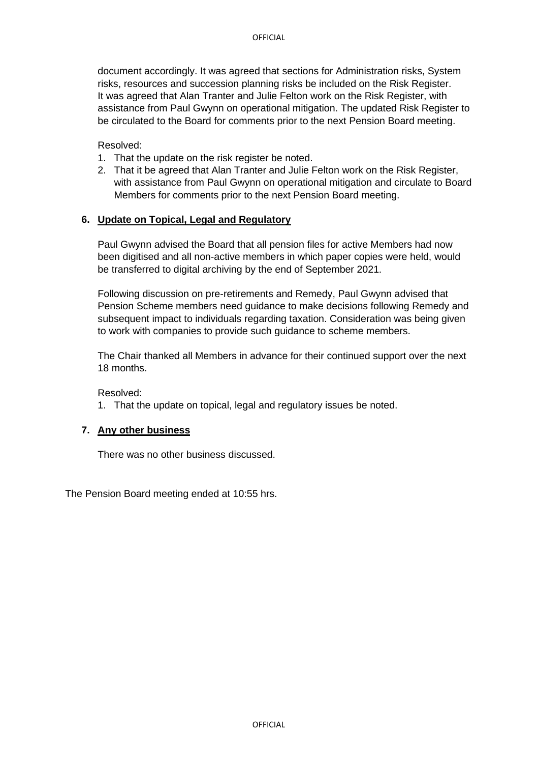document accordingly. It was agreed that sections for Administration risks, System risks, resources and succession planning risks be included on the Risk Register. It was agreed that Alan Tranter and Julie Felton work on the Risk Register, with assistance from Paul Gwynn on operational mitigation. The updated Risk Register to be circulated to the Board for comments prior to the next Pension Board meeting.

Resolved:

1. That the update on the risk register be noted.
2. That it be agreed that Alan Tranter and Julie Felton work on the Risk Register, with assistance from Paul Gwynn on operational mitigation and circulate to Board Members for comments prior to the next Pension Board meeting.

**6. <u>Update on Topical, Legal and Regulatory</u>**

Paul Gwynn advised the Board that all pension files for active Members had now been digitised and all non-active members in which paper copies were held, would be transferred to digital archiving by the end of September 2021.

Following discussion on pre-retirements and Remedy, Paul Gwynn advised that Pension Scheme members need guidance to make decisions following Remedy and subsequent impact to individuals regarding taxation. Consideration was being given to work with companies to provide such guidance to scheme members.

The Chair thanked all Members in advance for their continued support over the next 18 months.

Resolved:

1. That the update on topical, legal and regulatory issues be noted.

**7. <u>Any other business</u>**

There was no other business discussed.

The Pension Board meeting ended at 10:55 hrs.